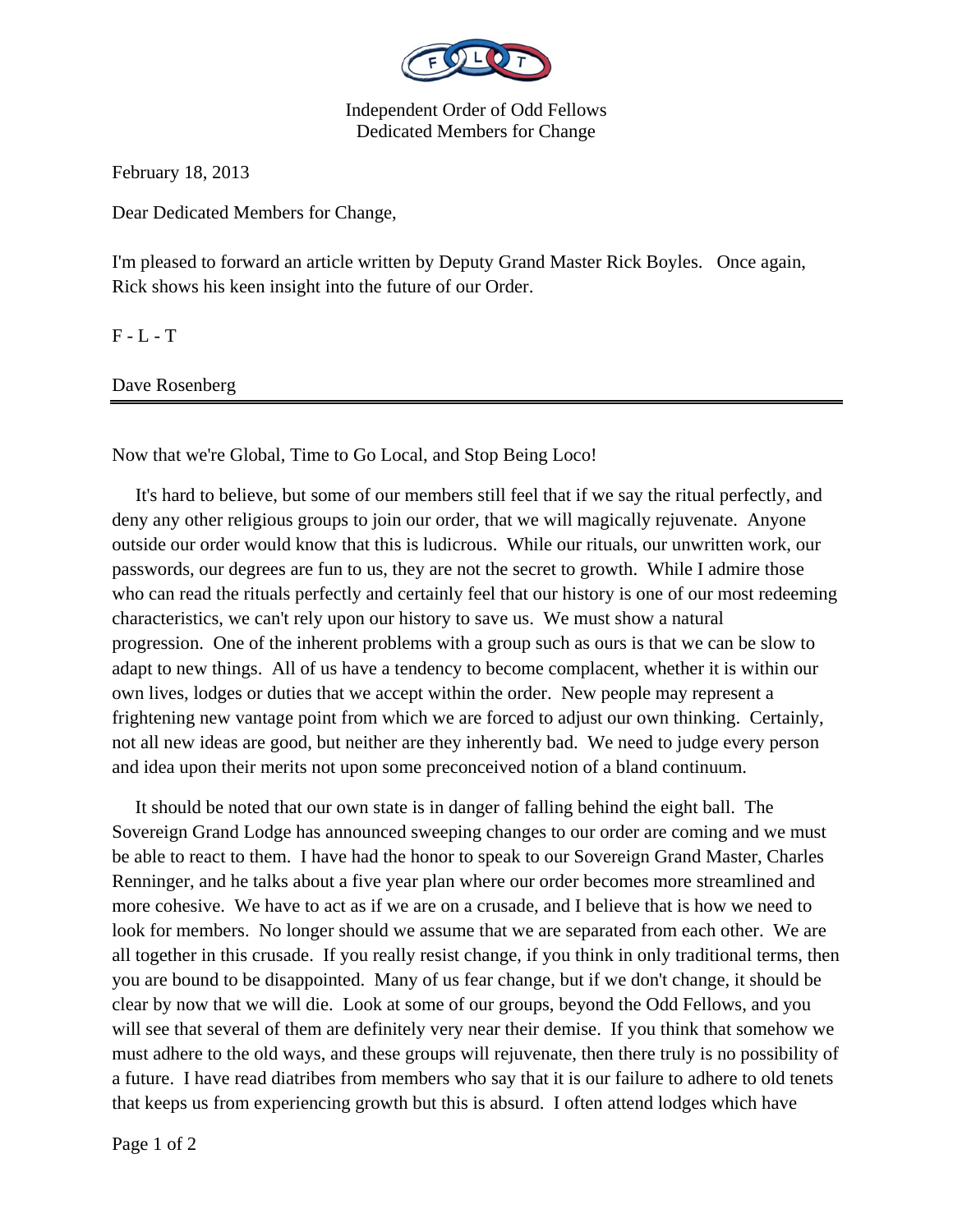Independent Order of Odd Fellows
Dedicated Members for Change

February 18, 2013

Dear Dedicated Members for Change,

I'm pleased to forward an article written by Deputy Grand Master Rick Boyles. Once again, Rick shows his keen insight into the future of our Order.

F - L - T

Dave Rosenberg

---

Now that we're Global, Time to Go Local, and Stop Being Loco!

It's hard to believe, but some of our members still feel that if we say the ritual perfectly, and deny any other religious groups to join our order, that we will magically rejuvenate. Anyone outside our order would know that this is ludicrous. While our rituals, our unwritten work, our passwords, our degrees are fun to us, they are not the secret to growth. While I admire those who can read the rituals perfectly and certainly feel that our history is one of our most redeeming characteristics, we can't rely upon our history to save us. We must show a natural progression. One of the inherent problems with a group such as ours is that we can be slow to adapt to new things. All of us have a tendency to become complacent, whether it is within our own lives, lodges or duties that we accept within the order. New people may represent a frightening new vantage point from which we are forced to adjust our own thinking. Certainly, not all new ideas are good, but neither are they inherently bad. We need to judge every person and idea upon their merits not upon some preconceived notion of a bland continuum.

It should be noted that our own state is in danger of falling behind the eight ball. The Sovereign Grand Lodge has announced sweeping changes to our order are coming and we must be able to react to them. I have had the honor to speak to our Sovereign Grand Master, Charles Renninger, and he talks about a five year plan where our order becomes more streamlined and more cohesive. We have to act as if we are on a crusade, and I believe that is how we need to look for members. No longer should we assume that we are separated from each other. We are all together in this crusade. If you really resist change, if you think in only traditional terms, then you are bound to be disappointed. Many of us fear change, but if we don't change, it should be clear by now that we will die. Look at some of our groups, beyond the Odd Fellows, and you will see that several of them are definitely very near their demise. If you think that somehow we must adhere to the old ways, and these groups will rejuvenate, then there truly is no possibility of a future. I have read diatribes from members who say that it is our failure to adhere to old tenets that keeps us from experiencing growth but this is absurd. I often attend lodges which have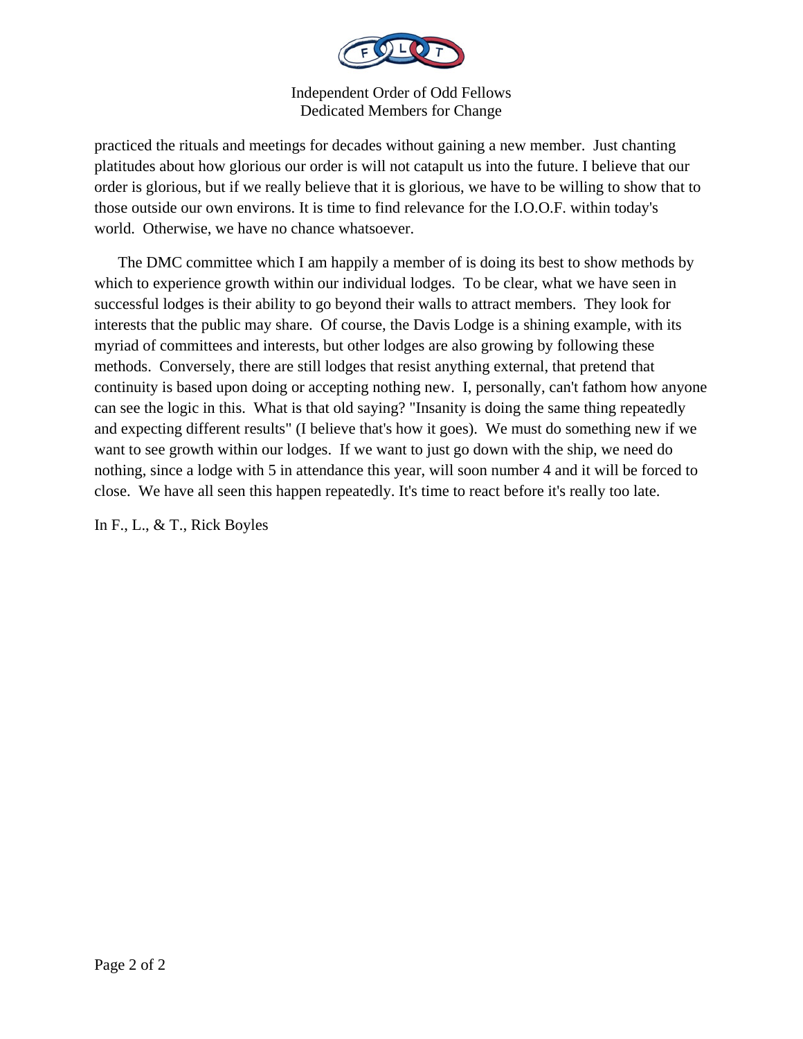practiced the rituals and meetings for decades without gaining a new member. Just chanting platitudes about how glorious our order is will not catapult us into the future. I believe that our order is glorious, but if we really believe that it is glorious, we have to be willing to show that to those outside our own environs. It is time to find relevance for the I.O.O.F. within today's world. Otherwise, we have no chance whatsoever.

The DMC committee which I am happily a member of is doing its best to show methods by which to experience growth within our individual lodges. To be clear, what we have seen in successful lodges is their ability to go beyond their walls to attract members. They look for interests that the public may share. Of course, the Davis Lodge is a shining example, with its myriad of committees and interests, but other lodges are also growing by following these methods. Conversely, there are still lodges that resist anything external, that pretend that continuity is based upon doing or accepting nothing new. I, personally, can't fathom how anyone can see the logic in this. What is that old saying? "Insanity is doing the same thing repeatedly and expecting different results" (I believe that's how it goes). We must do something new if we want to see growth within our lodges. If we want to just go down with the ship, we need do nothing, since a lodge with 5 in attendance this year, will soon number 4 and it will be forced to close. We have all seen this happen repeatedly. It's time to react before it's really too late.

In F., L., & T., Rick Boyles